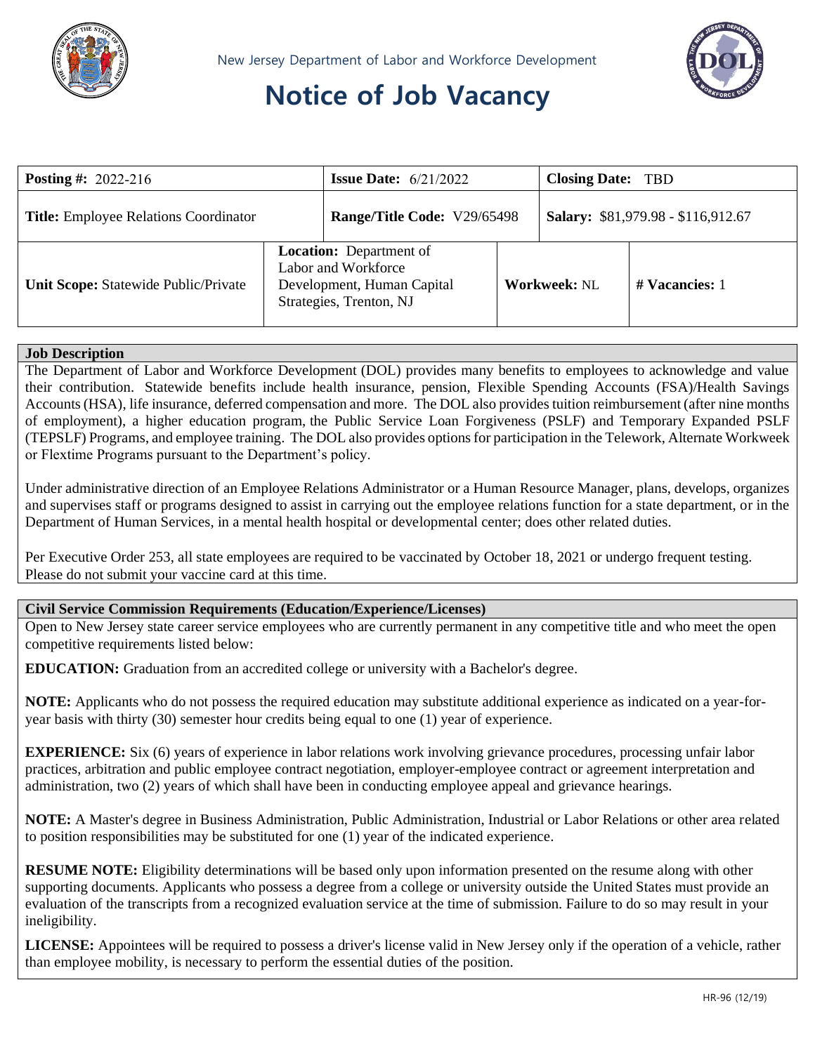New Jersey Department of Labor and Workforce Development

# Notice of Job Vacancy

| **Posting #:** 2022-216 | **Issue Date:** 6/21/2022 | **Closing Date:** TBD | |
|---|---|---|---|
| **Title:** Employee Relations Coordinator | **Range/Title Code:** V29/65498 | **Salary:** $81,979.98 - $116,912.67 | |
| **Unit Scope:** Statewide Public/Private | **Location:** Department of Labor and Workforce Development, Human Capital Strategies, Trenton, NJ | **Workweek:** NL | **# Vacancies:** 1 |

## Job Description

The Department of Labor and Workforce Development (DOL) provides many benefits to employees to acknowledge and value their contribution. Statewide benefits include health insurance, pension, Flexible Spending Accounts (FSA)/Health Savings Accounts (HSA), life insurance, deferred compensation and more. The DOL also provides tuition reimbursement (after nine months of employment), a higher education program, the Public Service Loan Forgiveness (PSLF) and Temporary Expanded PSLF (TEPSLF) Programs, and employee training. The DOL also provides options for participation in the Telework, Alternate Workweek or Flextime Programs pursuant to the Department's policy.

Under administrative direction of an Employee Relations Administrator or a Human Resource Manager, plans, develops, organizes and supervises staff or programs designed to assist in carrying out the employee relations function for a state department, or in the Department of Human Services, in a mental health hospital or developmental center; does other related duties.

Per Executive Order 253, all state employees are required to be vaccinated by October 18, 2021 or undergo frequent testing. Please do not submit your vaccine card at this time.

## Civil Service Commission Requirements (Education/Experience/Licenses)

Open to New Jersey state career service employees who are currently permanent in any competitive title and who meet the open competitive requirements listed below:

**EDUCATION:** Graduation from an accredited college or university with a Bachelor's degree.

**NOTE:** Applicants who do not possess the required education may substitute additional experience as indicated on a year-for-year basis with thirty (30) semester hour credits being equal to one (1) year of experience.

**EXPERIENCE:** Six (6) years of experience in labor relations work involving grievance procedures, processing unfair labor practices, arbitration and public employee contract negotiation, employer-employee contract or agreement interpretation and administration, two (2) years of which shall have been in conducting employee appeal and grievance hearings.

**NOTE:** A Master's degree in Business Administration, Public Administration, Industrial or Labor Relations or other area related to position responsibilities may be substituted for one (1) year of the indicated experience.

**RESUME NOTE:** Eligibility determinations will be based only upon information presented on the resume along with other supporting documents. Applicants who possess a degree from a college or university outside the United States must provide an evaluation of the transcripts from a recognized evaluation service at the time of submission. Failure to do so may result in your ineligibility.

**LICENSE:** Appointees will be required to possess a driver's license valid in New Jersey only if the operation of a vehicle, rather than employee mobility, is necessary to perform the essential duties of the position.

HR-96 (12/19)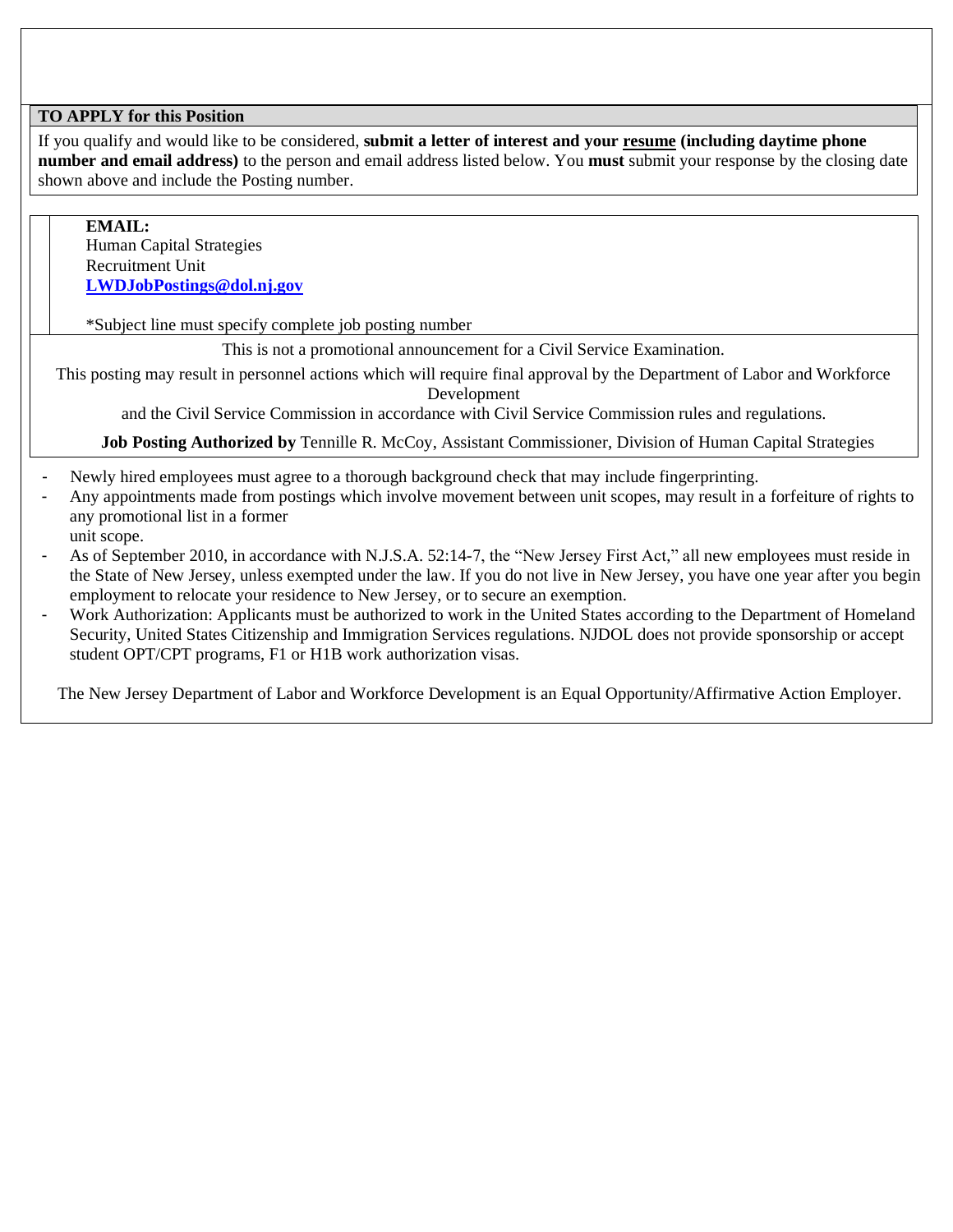## TO APPLY for this Position

If you qualify and would like to be considered, **submit a letter of interest and your resume (including daytime phone number and email address)** to the person and email address listed below. You **must** submit your response by the closing date shown above and include the Posting number.

**EMAIL:**
Human Capital Strategies
Recruitment Unit
**LWDJobPostings@dol.nj.gov**

*Subject line must specify complete job posting number

This is not a promotional announcement for a Civil Service Examination.

This posting may result in personnel actions which will require final approval by the Department of Labor and Workforce Development and the Civil Service Commission in accordance with Civil Service Commission rules and regulations.

**Job Posting Authorized by** Tennille R. McCoy, Assistant Commissioner, Division of Human Capital Strategies

- Newly hired employees must agree to a thorough background check that may include fingerprinting.
- Any appointments made from postings which involve movement between unit scopes, may result in a forfeiture of rights to any promotional list in a former unit scope.
- As of September 2010, in accordance with N.J.S.A. 52:14-7, the "New Jersey First Act," all new employees must reside in the State of New Jersey, unless exempted under the law. If you do not live in New Jersey, you have one year after you begin employment to relocate your residence to New Jersey, or to secure an exemption.
- Work Authorization: Applicants must be authorized to work in the United States according to the Department of Homeland Security, United States Citizenship and Immigration Services regulations. NJDOL does not provide sponsorship or accept student OPT/CPT programs, F1 or H1B work authorization visas.

The New Jersey Department of Labor and Workforce Development is an Equal Opportunity/Affirmative Action Employer.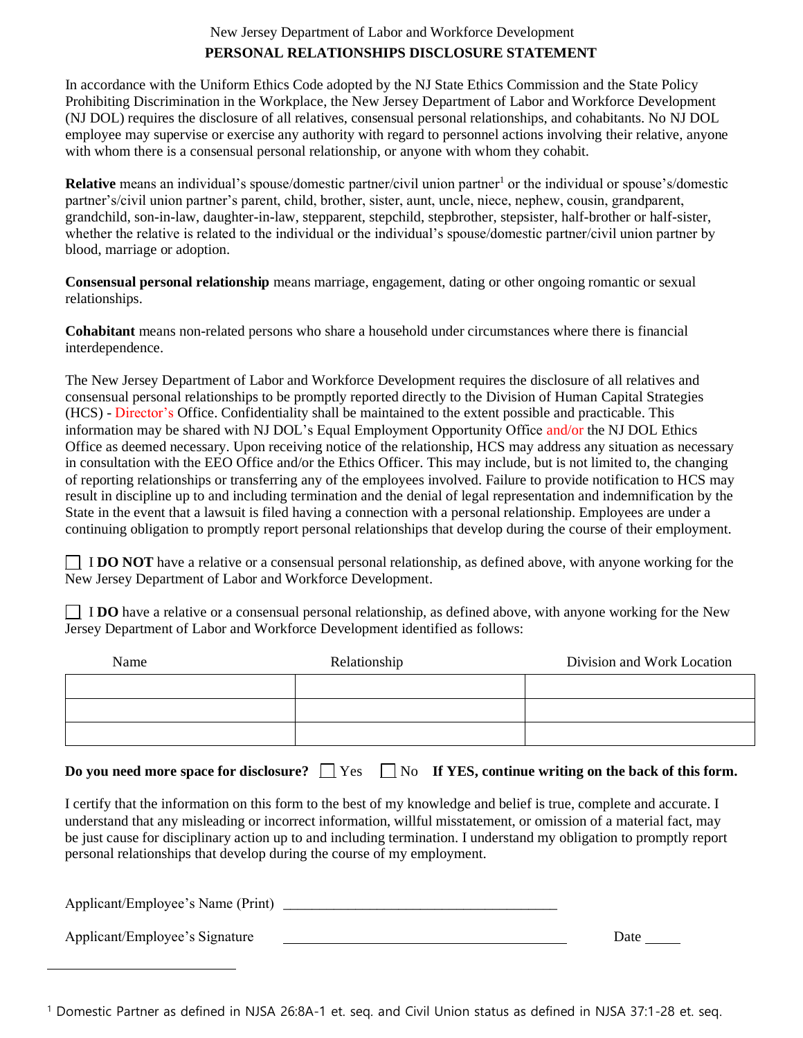New Jersey Department of Labor and Workforce Development

**PERSONAL RELATIONSHIPS DISCLOSURE STATEMENT**

In accordance with the Uniform Ethics Code adopted by the NJ State Ethics Commission and the State Policy Prohibiting Discrimination in the Workplace, the New Jersey Department of Labor and Workforce Development (NJ DOL) requires the disclosure of all relatives, consensual personal relationships, and cohabitants. No NJ DOL employee may supervise or exercise any authority with regard to personnel actions involving their relative, anyone with whom there is a consensual personal relationship, or anyone with whom they cohabit.

**Relative** means an individual's spouse/domestic partner/civil union partner[1] or the individual or spouse's/domestic partner's/civil union partner's parent, child, brother, sister, aunt, uncle, niece, nephew, cousin, grandparent, grandchild, son-in-law, daughter-in-law, stepparent, stepchild, stepbrother, stepsister, half-brother or half-sister, whether the relative is related to the individual or the individual's spouse/domestic partner/civil union partner by blood, marriage or adoption.

**Consensual personal relationship** means marriage, engagement, dating or other ongoing romantic or sexual relationships.

**Cohabitant** means non-related persons who share a household under circumstances where there is financial interdependence.

The New Jersey Department of Labor and Workforce Development requires the disclosure of all relatives and consensual personal relationships to be promptly reported directly to the Division of Human Capital Strategies (HCS) - Director's Office. Confidentiality shall be maintained to the extent possible and practicable. This information may be shared with NJ DOL's Equal Employment Opportunity Office and/or the NJ DOL Ethics Office as deemed necessary. Upon receiving notice of the relationship, HCS may address any situation as necessary in consultation with the EEO Office and/or the Ethics Officer. This may include, but is not limited to, the changing of reporting relationships or transferring any of the employees involved. Failure to provide notification to HCS may result in discipline up to and including termination and the denial of legal representation and indemnification by the State in the event that a lawsuit is filed having a connection with a personal relationship. Employees are under a continuing obligation to promptly report personal relationships that develop during the course of their employment.

☐ I **DO NOT** have a relative or a consensual personal relationship, as defined above, with anyone working for the New Jersey Department of Labor and Workforce Development.

☐ I **DO** have a relative or a consensual personal relationship, as defined above, with anyone working for the New Jersey Department of Labor and Workforce Development identified as follows:

| Name | Relationship | Division and Work Location |
|---|---|---|
| | | |
| | | |
| | | |

**Do you need more space for disclosure?** ☐ Yes ☐ No **If YES, continue writing on the back of this form.**

I certify that the information on this form to the best of my knowledge and belief is true, complete and accurate. I understand that any misleading or incorrect information, willful misstatement, or omission of a material fact, may be just cause for disciplinary action up to and including termination. I understand my obligation to promptly report personal relationships that develop during the course of my employment.

Applicant/Employee's Name (Print) ______________________________________

Applicant/Employee's Signature ______________________________________ Date _____

[1] Domestic Partner as defined in NJSA 26:8A-1 et. seq. and Civil Union status as defined in NJSA 37:1-28 et. seq.